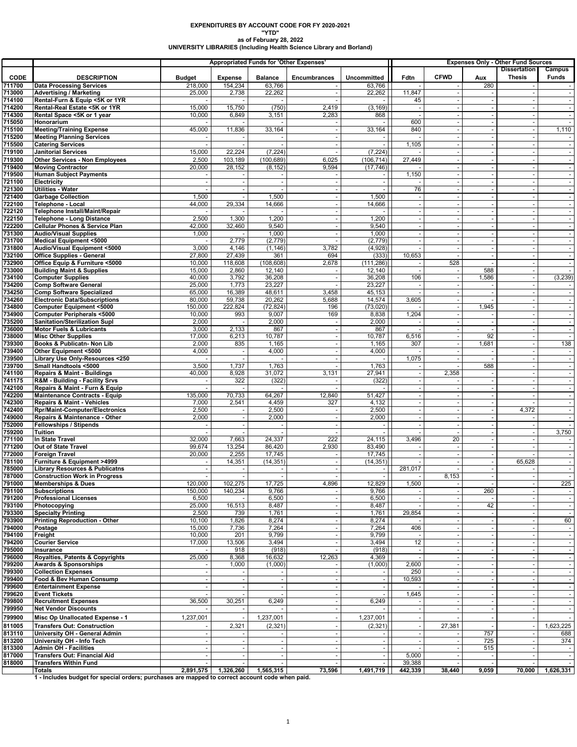**EXPENDITURES BY ACCOUNT CODE FOR FY 2020-2021**
**"YTD"**
**as of February 28, 2022**
**UNIVERSITY LIBRARIES (Including Health Science Library and Borland)**

| | | Appropriated Funds for 'Other Expenses' | | | | | Expenses Only - Other Fund Sources | | | | |
|---|---|---|---|---|---|---|---|---|---|---|---|
| CODE | DESCRIPTION | Budget | Expense | Balance | Encumbrances | Uncommitted | Fdtn | CFWD | Aux | Dissertation Thesis | Campus Funds |
| 711700 | Data Processing Services | 218,000 | 154,234 | 63,766 | - | 63,766 | - | - | 280 | - | - |
| 713000 | Advertising / Marketing | 25,000 | 2,738 | 22,262 | - | 22,262 | 11,847 | - | - | - | - |
| 714100 | Rental-Furn & Equip <5K or 1YR | - | - | - | - | - | 45 | - | - | - | - |
| 714200 | Rental-Real Estate <5K or 1YR | 15,000 | 15,750 | (750) | 2,419 | (3,169) | - | - | - | - | - |
| 714300 | Rental Space <5K or 1 year | 10,000 | 6,849 | 3,151 | 2,283 | 868 | - | - | - | - | - |
| 715050 | Honorarium | - | - | - | - | - | 600 | - | - | - | - |
| 715100 | Meeting/Training Expense | 45,000 | 11,836 | 33,164 | - | 33,164 | 840 | - | - | - | 1,110 |
| 715200 | Meeting Planning Services | - | - | - | - | - | - | - | - | - | - |
| 715500 | Catering Services | - | - | - | - | - | 1,105 | - | - | - | - |
| 719100 | Janitorial Services | 15,000 | 22,224 | (7,224) | - | (7,224) | - | - | - | - | - |
| 719300 | Other Services - Non Employees | 2,500 | 103,189 | (100,689) | 6,025 | (106,714) | 27,449 | - | - | - | - |
| 719400 | Moving Contractor | 20,000 | 28,152 | (8,152) | 9,594 | (17,746) | - | - | - | - | - |
| 719500 | Human Subject Payments | - | - | - | - | - | 1,150 | - | - | - | - |
| 721100 | Electricity | - | - | - | - | - | - | - | - | - | - |
| 721300 | Utilities - Water | - | - | - | - | - | 76 | - | - | - | - |
| 721400 | Garbage Collection | 1,500 | - | 1,500 | - | 1,500 | - | - | - | - | - |
| 722100 | Telephone - Local | 44,000 | 29,334 | 14,666 | - | 14,666 | - | - | - | - | - |
| 722120 | Telephone Install/Maint/Repair | - | - | - | - | - | - | - | - | - | - |
| 722150 | Telephone - Long Distance | 2,500 | 1,300 | 1,200 | - | 1,200 | - | - | - | - | - |
| 722200 | Cellular Phones & Service Plan | 42,000 | 32,460 | 9,540 | - | 9,540 | - | - | - | - | - |
| 731300 | Audio/Visual Supplies | 1,000 | - | 1,000 | - | 1,000 | - | - | - | - | - |
| 731700 | Medical Equipment <5000 | - | 2,779 | (2,779) | - | (2,779) | - | - | - | - | - |
| 731800 | Audio/Visual Equipment <5000 | 3,000 | 4,146 | (1,146) | 3,782 | (4,928) | - | - | - | - | - |
| 732100 | Office Supplies - General | 27,800 | 27,439 | 361 | 694 | (333) | 10,653 | - | - | - | - |
| 732900 | Office Equip & Furniture <5000 | 10,000 | 118,608 | (108,608) | 2,678 | (111,286) | - | 528 | - | - | - |
| 733000 | Building Maint & Supplies | 15,000 | 2,860 | 12,140 | - | 12,140 | - | - | 588 | - | - |
| 734100 | Computer Supplies | 40,000 | 3,792 | 36,208 | - | 36,208 | 106 | - | 1,586 | - | (3,239) |
| 734200 | Comp Software General | 25,000 | 1,773 | 23,227 | - | 23,227 | - | - | - | - | - |
| 734250 | Comp Software Specialized | 65,000 | 16,389 | 48,611 | 3,458 | 45,153 | - | - | - | - | - |
| 734260 | Electronic Data/Subscriptions | 80,000 | 59,738 | 20,262 | 5,688 | 14,574 | 3,605 | - | - | - | - |
| 734800 | Computer Equipment <5000 | 150,000 | 222,824 | (72,824) | 196 | (73,020) | - | - | 1,945 | - | - |
| 734900 | Computer Peripherals <5000 | 10,000 | 993 | 9,007 | 169 | 8,838 | 1,204 | - | - | - | - |
| 735200 | Sanitation/Sterilization Supl | 2,000 | - | 2,000 | - | 2,000 | - | - | - | - | - |
| 736000 | Motor Fuels & Lubricants | 3,000 | 2,133 | 867 | - | 867 | - | - | - | - | - |
| 738000 | Misc Other Supplies | 17,000 | 6,213 | 10,787 | - | 10,787 | 6,516 | - | 92 | - | - |
| 739300 | Books & Publicatn- Non Lib | 2,000 | 835 | 1,165 | - | 1,165 | 307 | - | 1,681 | - | 138 |
| 739400 | Other Equipment <5000 | 4,000 | - | 4,000 | - | 4,000 | - | - | - | - | - |
| 739500 | Library Use Only-Resources <250 | - | - | - | - | - | 1,075 | - | - | - | - |
| 739700 | Small Handtools <5000 | 3,500 | 1,737 | 1,763 | - | 1,763 | - | - | 588 | - | - |
| 741100 | Repairs & Maint - Buildings | 40,000 | 8,928 | 31,072 | 3,131 | 27,941 | - | 2,358 | - | - | - |
| 741175 | R&M - Building - Facility Srvs | - | 322 | (322) | - | (322) | - | - | - | - | - |
| 742100 | Repairs & Maint - Furn & Equip | - | - | - | - | - | - | - | - | - | - |
| 742200 | Maintenance Contracts - Equip | 135,000 | 70,733 | 64,267 | 12,840 | 51,427 | - | - | - | - | - |
| 742300 | Repairs & Maint - Vehicles | 7,000 | 2,541 | 4,459 | 327 | 4,132 | - | - | - | - | - |
| 742400 | Rpr/Maint-Computer/Electronics | 2,500 | - | 2,500 | - | 2,500 | - | - | - | 4,372 | - |
| 749000 | Repairs & Maintenance - Other | 2,000 | - | 2,000 | - | 2,000 | - | - | - | - | - |
| 752000 | Fellowships / Stipends | - | - | - | - | - | - | - | - | - | - |
| 759200 | Tuition | - | - | - | - | - | - | - | - | - | 3,750 |
| 771100 | In State Travel | 32,000 | 7,663 | 24,337 | 222 | 24,115 | 3,496 | 20 | - | - | - |
| 771200 | Out of State Travel | 99,674 | 13,254 | 86,420 | 2,930 | 83,490 | - | - | - | - | - |
| 772000 | Foreign Travel | 20,000 | 2,255 | 17,745 | - | 17,745 | - | - | - | - | - |
| 781100 | Furniture & Equipment >4999 | - | 14,351 | (14,351) | - | (14,351) | - | - | - | 65,628 | - |
| 785000 | Library Resources & Publicatns | - | - | - | - | - | 281,017 | - | - | - | - |
| 787000 | Construction Work in Progress | - | - | - | - | - | - | 8,153 | - | - | - |
| 791000 | Memberships & Dues | 120,000 | 102,275 | 17,725 | 4,896 | 12,829 | 1,500 | - | - | - | 225 |
| 791100 | Subscriptions | 150,000 | 140,234 | 9,766 | - | 9,766 | - | - | 260 | - | - |
| 791200 | Professional Licenses | 6,500 | - | 6,500 | - | 6,500 | - | - | - | - | - |
| 793100 | Photocopying | 25,000 | 16,513 | 8,487 | - | 8,487 | - | - | 42 | - | - |
| 793300 | Specialty Printing | 2,500 | 739 | 1,761 | - | 1,761 | 29,854 | - | - | - | - |
| 793900 | Printing Reproduction - Other | 10,100 | 1,826 | 8,274 | - | 8,274 | - | - | - | - | 60 |
| 794000 | Postage | 15,000 | 7,736 | 7,264 | - | 7,264 | 406 | - | - | - | - |
| 794100 | Freight | 10,000 | 201 | 9,799 | - | 9,799 | - | - | - | - | - |
| 794200 | Courier Service | 17,000 | 13,506 | 3,494 | - | 3,494 | 12 | - | - | - | - |
| 795000 | Insurance | - | 918 | (918) | - | (918) | - | - | - | - | - |
| 796000 | Royalties, Patents & Copyrights | 25,000 | 8,368 | 16,632 | 12,263 | 4,369 | - | - | - | - | - |
| 799200 | Awards & Sponsorships | - | 1,000 | (1,000) | - | (1,000) | 2,600 | - | - | - | - |
| 799300 | Collection Expenses | - | - | - | - | - | 250 | - | - | - | - |
| 799400 | Food & Bev Human Consump | - | - | - | - | - | 10,593 | - | - | - | - |
| 799600 | Entertainment Expense | - | - | - | - | - | - | - | - | - | - |
| 799620 | Event Tickets | - | - | - | - | - | 1,645 | - | - | - | - |
| 799800 | Recruitment Expenses | 36,500 | 30,251 | 6,249 | - | 6,249 | - | - | - | - | - |
| 799950 | Net Vendor Discounts | - | - | - | - | - | - | - | - | - | - |
| 799900 | Misc Op Unallocated Expense - 1 | 1,237,001 | - | 1,237,001 | - | 1,237,001 | - | - | - | - | - |
| 811005 | Transfers Out: Construction | - | 2,321 | (2,321) | - | (2,321) | - | 27,381 | - | - | 1,623,225 |
| 813110 | University OH - General Admin | - | - | - | - | - | - | - | 757 | - | 688 |
| 813200 | University OH - Info Tech | - | - | - | - | - | - | - | 725 | - | 374 |
| 813300 | Admin OH - Facilities | - | - | - | - | - | - | - | 515 | - | - |
| 817000 | Transfers Out: Financial Aid | - | - | - | - | - | 5,000 | - | - | - | - |
| 818000 | Transfers Within Fund | - | - | - | - | - | 39,388 | - | - | - | - |
| | **Totals** | **2,891,575** | **1,326,260** | **1,565,315** | **73,596** | **1,491,719** | **442,339** | **38,440** | **9,059** | **70,000** | **1,626,331** |

**1 - Includes budget for special orders; purchases are mapped to correct account code when paid.**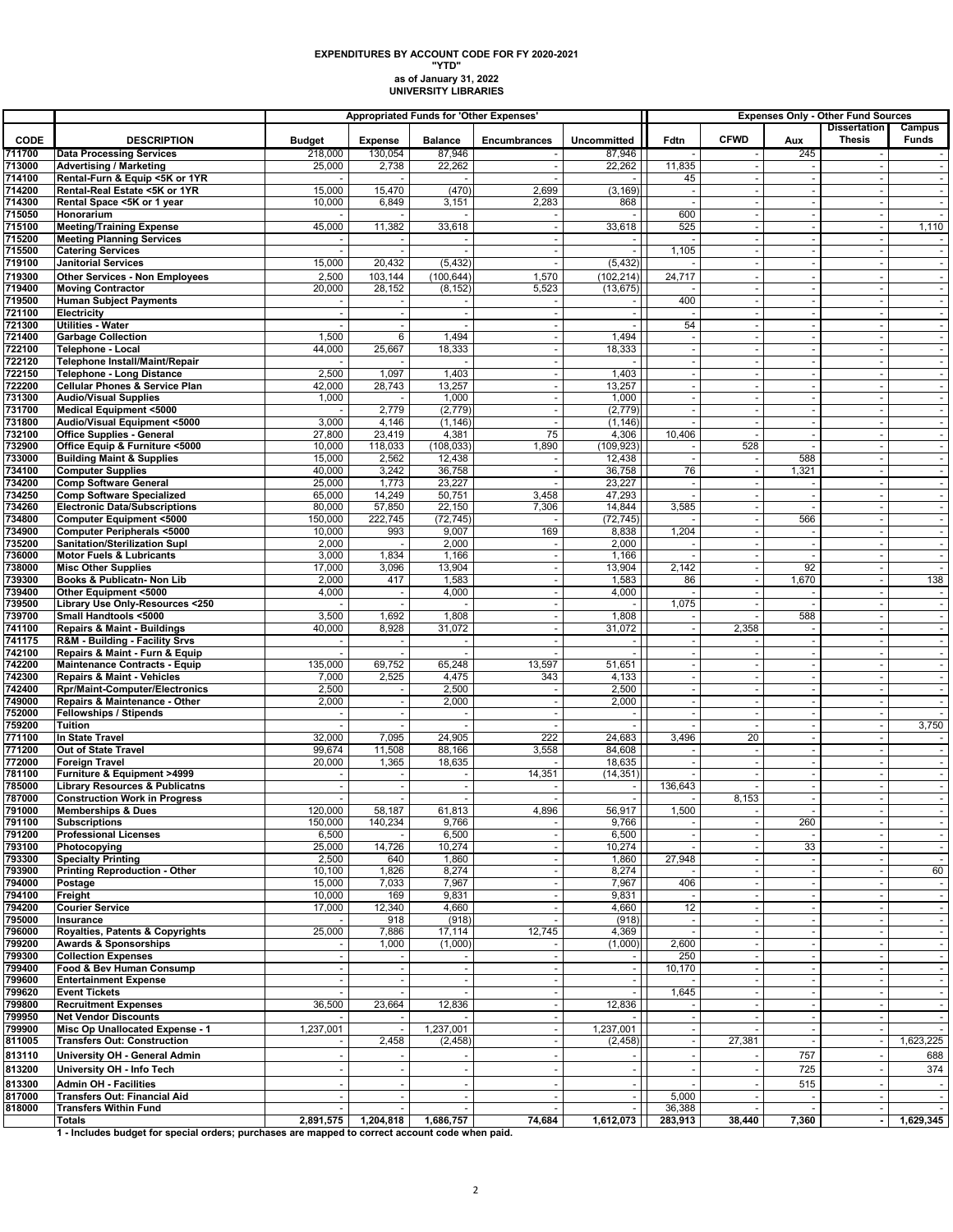# EXPENDITURES BY ACCOUNT CODE FOR FY 2020-2021
## "YTD"
## as of January 31, 2022
## UNIVERSITY LIBRARIES

| | | Appropriated Funds for 'Other Expenses' | | | | | Expenses Only - Other Fund Sources | | | | |
|---|---|---|---|---|---|---|---|---|---|---|---|
| CODE | DESCRIPTION | Budget | Expense | Balance | Encumbrances | Uncommitted | Fdtn | CFWD | Aux | Dissertation Thesis | Campus Funds |
| 711700 | Data Processing Services | 218,000 | 130,054 | 87,946 | - | 87,946 | - | - | 245 | - | - |
| 713000 | Advertising / Marketing | 25,000 | 2,738 | 22,262 | - | 22,262 | 11,835 | - | - | - | - |
| 714100 | Rental-Furn & Equip <5K or 1YR | - | - | - | - | - | 45 | - | - | - | - |
| 714200 | Rental-Real Estate <5K or 1YR | 15,000 | 15,470 | (470) | 2,699 | (3,169) | - | - | - | - | - |
| 714300 | Rental Space <5K or 1 year | 10,000 | 6,849 | 3,151 | 2,283 | 868 | - | - | - | - | - |
| 715050 | Honorarium | - | - | - | - | - | 600 | - | - | - | - |
| 715100 | Meeting/Training Expense | 45,000 | 11,382 | 33,618 | - | 33,618 | 525 | - | - | - | 1,110 |
| 715200 | Meeting Planning Services | - | - | - | - | - | - | - | - | - | - |
| 715500 | Catering Services | - | - | - | - | - | 1,105 | - | - | - | - |
| 719100 | Janitorial Services | 15,000 | 20,432 | (5,432) | - | (5,432) | - | - | - | - | - |
| 719300 | Other Services - Non Employees | 2,500 | 103,144 | (100,644) | 1,570 | (102,214) | 24,717 | - | - | - | - |
| 719400 | Moving Contractor | 20,000 | 28,152 | (8,152) | 5,523 | (13,675) | - | - | - | - | - |
| 719500 | Human Subject Payments | - | - | - | - | - | 400 | - | - | - | - |
| 721100 | Electricity | - | - | - | - | - | - | - | - | - | - |
| 721300 | Utilities - Water | - | - | - | - | - | 54 | - | - | - | - |
| 721400 | Garbage Collection | 1,500 | 6 | 1,494 | - | 1,494 | - | - | - | - | - |
| 722100 | Telephone - Local | 44,000 | 25,667 | 18,333 | - | 18,333 | - | - | - | - | - |
| 722120 | Telephone Install/Maint/Repair | - | - | - | - | - | - | - | - | - | - |
| 722150 | Telephone - Long Distance | 2,500 | 1,097 | 1,403 | - | 1,403 | - | - | - | - | - |
| 722200 | Cellular Phones & Service Plan | 42,000 | 28,743 | 13,257 | - | 13,257 | - | - | - | - | - |
| 731300 | Audio/Visual Supplies | 1,000 | - | 1,000 | - | 1,000 | - | - | - | - | - |
| 731700 | Medical Equipment <5000 | - | 2,779 | (2,779) | - | (2,779) | - | - | - | - | - |
| 731800 | Audio/Visual Equipment <5000 | 3,000 | 4,146 | (1,146) | - | (1,146) | - | - | - | - | - |
| 732100 | Office Supplies - General | 27,800 | 23,419 | 4,381 | 75 | 4,306 | 10,406 | - | - | - | - |
| 732900 | Office Equip & Furniture <5000 | 10,000 | 118,033 | (108,033) | 1,890 | (109,923) | - | 528 | - | - | - |
| 733000 | Building Maint & Supplies | 15,000 | 2,562 | 12,438 | - | 12,438 | - | - | 588 | - | - |
| 734100 | Computer Supplies | 40,000 | 3,242 | 36,758 | - | 36,758 | 76 | - | 1,321 | - | - |
| 734200 | Comp Software General | 25,000 | 1,773 | 23,227 | - | 23,227 | - | - | - | - | - |
| 734250 | Comp Software Specialized | 65,000 | 14,249 | 50,751 | 3,458 | 47,293 | - | - | - | - | - |
| 734260 | Electronic Data/Subscriptions | 80,000 | 57,850 | 22,150 | 7,306 | 14,844 | 3,585 | - | - | - | - |
| 734800 | Computer Equipment <5000 | 150,000 | 222,745 | (72,745) | - | (72,745) | - | - | 566 | - | - |
| 734900 | Computer Peripherals <5000 | 10,000 | 993 | 9,007 | 169 | 8,838 | 1,204 | - | - | - | - |
| 735200 | Sanitation/Sterilization Supl | 2,000 | - | 2,000 | - | 2,000 | - | - | - | - | - |
| 736000 | Motor Fuels & Lubricants | 3,000 | 1,834 | 1,166 | - | 1,166 | - | - | - | - | - |
| 738000 | Misc Other Supplies | 17,000 | 3,096 | 13,904 | - | 13,904 | 2,142 | - | 92 | - | - |
| 739300 | Books & Publicatn- Non Lib | 2,000 | 417 | 1,583 | - | 1,583 | 86 | - | 1,670 | - | 138 |
| 739400 | Other Equipment <5000 | 4,000 | - | 4,000 | - | 4,000 | - | - | - | - | - |
| 739500 | Library Use Only-Resources <250 | - | - | - | - | - | 1,075 | - | - | - | - |
| 739700 | Small Handtools <5000 | 3,500 | 1,692 | 1,808 | - | 1,808 | - | - | 588 | - | - |
| 741100 | Repairs & Maint - Buildings | 40,000 | 8,928 | 31,072 | - | 31,072 | - | 2,358 | - | - | - |
| 741175 | R&M - Building - Facility Srvs | - | - | - | - | - | - | - | - | - | - |
| 742100 | Repairs & Maint - Furn & Equip | - | - | - | - | - | - | - | - | - | - |
| 742200 | Maintenance Contracts - Equip | 135,000 | 69,752 | 65,248 | 13,597 | 51,651 | - | - | - | - | - |
| 742300 | Repairs & Maint - Vehicles | 7,000 | 2,525 | 4,475 | 343 | 4,133 | - | - | - | - | - |
| 742400 | Rpr/Maint-Computer/Electronics | 2,500 | - | 2,500 | - | 2,500 | - | - | - | - | - |
| 749000 | Repairs & Maintenance - Other | 2,000 | - | 2,000 | - | 2,000 | - | - | - | - | - |
| 752000 | Fellowships / Stipends | - | - | - | - | - | - | - | - | - | - |
| 759200 | Tuition | - | - | - | - | - | - | - | - | - | 3,750 |
| 771100 | In State Travel | 32,000 | 7,095 | 24,905 | 222 | 24,683 | 3,496 | 20 | - | - | - |
| 771200 | Out of State Travel | 99,674 | 11,508 | 88,166 | 3,558 | 84,608 | - | - | - | - | - |
| 772000 | Foreign Travel | 20,000 | 1,365 | 18,635 | - | 18,635 | - | - | - | - | - |
| 781100 | Furniture & Equipment >4999 | - | - | - | 14,351 | (14,351) | - | - | - | - | - |
| 785000 | Library Resources & Publicatns | - | - | - | - | - | 136,643 | - | - | - | - |
| 787000 | Construction Work in Progress | - | - | - | - | - | - | 8,153 | - | - | - |
| 791000 | Memberships & Dues | 120,000 | 58,187 | 61,813 | 4,896 | 56,917 | 1,500 | - | - | - | - |
| 791100 | Subscriptions | 150,000 | 140,234 | 9,766 | - | 9,766 | - | - | 260 | - | - |
| 791200 | Professional Licenses | 6,500 | - | 6,500 | - | 6,500 | - | - | - | - | - |
| 793100 | Photocopying | 25,000 | 14,726 | 10,274 | - | 10,274 | - | - | 33 | - | - |
| 793300 | Specialty Printing | 2,500 | 640 | 1,860 | - | 1,860 | 27,948 | - | - | - | - |
| 793900 | Printing Reproduction - Other | 10,100 | 1,826 | 8,274 | - | 8,274 | - | - | - | - | 60 |
| 794000 | Postage | 15,000 | 7,033 | 7,967 | - | 7,967 | 406 | - | - | - | - |
| 794100 | Freight | 10,000 | 169 | 9,831 | - | 9,831 | - | - | - | - | - |
| 794200 | Courier Service | 17,000 | 12,340 | 4,660 | - | 4,660 | 12 | - | - | - | - |
| 795000 | Insurance | - | 918 | (918) | - | (918) | - | - | - | - | - |
| 796000 | Royalties, Patents & Copyrights | 25,000 | 7,886 | 17,114 | 12,745 | 4,369 | - | - | - | - | - |
| 799200 | Awards & Sponsorships | - | 1,000 | (1,000) | - | (1,000) | 2,600 | - | - | - | - |
| 799300 | Collection Expenses | - | - | - | - | - | 250 | - | - | - | - |
| 799400 | Food & Bev Human Consump | - | - | - | - | - | 10,170 | - | - | - | - |
| 799600 | Entertainment Expense | - | - | - | - | - | - | - | - | - | - |
| 799620 | Event Tickets | - | - | - | - | - | 1,645 | - | - | - | - |
| 799800 | Recruitment Expenses | 36,500 | 23,664 | 12,836 | - | 12,836 | - | - | - | - | - |
| 799950 | Net Vendor Discounts | - | - | - | - | - | - | - | - | - | - |
| 799900 | Misc Op Unallocated Expense - 1 | 1,237,001 | - | 1,237,001 | - | 1,237,001 | - | - | - | - | - |
| 811005 | Transfers Out: Construction | - | 2,458 | (2,458) | - | (2,458) | - | 27,381 | - | - | 1,623,225 |
| 813110 | University OH - General Admin | - | - | - | - | - | - | - | 757 | - | 688 |
| 813200 | University OH - Info Tech | - | - | - | - | - | - | - | 725 | - | 374 |
| 813300 | Admin OH - Facilities | - | - | - | - | - | - | - | 515 | - | - |
| 817000 | Transfers Out: Financial Aid | - | - | - | - | - | 5,000 | - | - | - | - |
| 818000 | Transfers Within Fund | - | - | - | - | - | 36,388 | - | - | - | - |
| | Totals | 2,891,575 | 1,204,818 | 1,686,757 | 74,684 | 1,612,073 | 283,913 | 38,440 | 7,360 | - | 1,629,345 |

1 - Includes budget for special orders; purchases are mapped to correct account code when paid.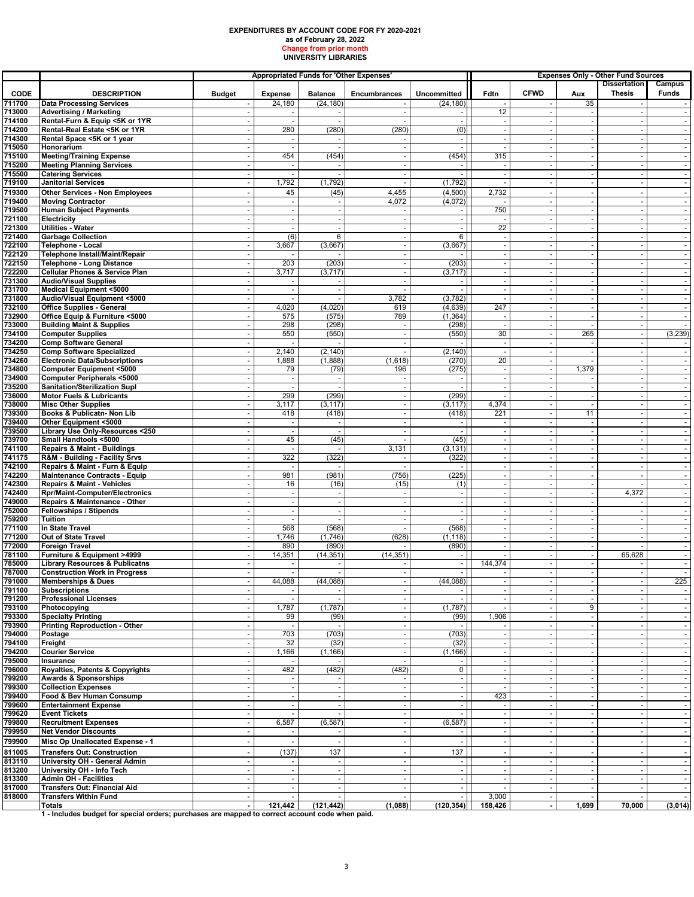**EXPENDITURES BY ACCOUNT CODE FOR FY 2020-2021**
**as of February 28, 2022**
**Change from prior month**
**UNIVERSITY LIBRARIES**

| | | Appropriated Funds for 'Other Expenses' | | | | | Expenses Only - Other Fund Sources | | | | |
|---|---|---|---|---|---|---|---|---|---|---|---|
| CODE | DESCRIPTION | Budget | Expense | Balance | Encumbrances | Uncommitted | Fdtn | CFWD | Aux | Dissertation Thesis | Campus Funds |
| 711700 | Data Processing Services | - | 24,180 | (24,180) | - | (24,180) | - | - | 35 | - | - |
| 713000 | Advertising / Marketing | - | - | - | - | - | 12 | - | - | - | - |
| 714100 | Rental-Furn & Equip <5K or 1YR | - | - | - | - | - | - | - | - | - | - |
| 714200 | Rental-Real Estate <5K or 1YR | - | 280 | (280) | (280) | (0) | - | - | - | - | - |
| 714300 | Rental Space <5K or 1 year | - | - | - | - | - | - | - | - | - | - |
| 715050 | Honorarium | - | - | - | - | - | - | - | - | - | - |
| 715100 | Meeting/Training Expense | - | 454 | (454) | - | (454) | 315 | - | - | - | - |
| 715200 | Meeting Planning Services | - | - | - | - | - | - | - | - | - | - |
| 715500 | Catering Services | - | - | - | - | - | - | - | - | - | - |
| 719100 | Janitorial Services | - | 1,792 | (1,792) | - | (1,792) | - | - | - | - | - |
| 719300 | Other Services - Non Employees | - | 45 | (45) | 4,455 | (4,500) | 2,732 | - | - | - | - |
| 719400 | Moving Contractor | - | - | - | 4,072 | (4,072) | - | - | - | - | - |
| 719500 | Human Subject Payments | - | - | - | - | - | 750 | - | - | - | - |
| 721100 | Electricity | - | - | - | - | - | - | - | - | - | - |
| 721300 | Utilities - Water | - | - | - | - | - | 22 | - | - | - | - |
| 721400 | Garbage Collection | - | (6) | 6 | - | 6 | - | - | - | - | - |
| 722100 | Telephone - Local | - | 3,667 | (3,667) | - | (3,667) | - | - | - | - | - |
| 722120 | Telephone Install/Maint/Repair | - | - | - | - | - | - | - | - | - | - |
| 722150 | Telephone - Long Distance | - | 203 | (203) | - | (203) | - | - | - | - | - |
| 722200 | Cellular Phones & Service Plan | - | 3,717 | (3,717) | - | (3,717) | - | - | - | - | - |
| 731300 | Audio/Visual Supplies | - | - | - | - | - | - | - | - | - | - |
| 731700 | Medical Equipment <5000 | - | - | - | - | - | - | - | - | - | - |
| 731800 | Audio/Visual Equipment <5000 | - | - | - | 3,782 | (3,782) | - | - | - | - | - |
| 732100 | Office Supplies - General | - | 4,020 | (4,020) | 619 | (4,639) | 247 | - | - | - | - |
| 732900 | Office Equip & Furniture <5000 | - | 575 | (575) | 789 | (1,364) | - | - | - | - | - |
| 733000 | Building Maint & Supplies | - | 298 | (298) | - | (298) | - | - | - | - | - |
| 734100 | Computer Supplies | - | 550 | (550) | - | (550) | 30 | - | 265 | - | (3,239) |
| 734200 | Comp Software General | - | - | - | - | - | - | - | - | - | - |
| 734250 | Comp Software Specialized | - | 2,140 | (2,140) | - | (2,140) | - | - | - | - | - |
| 734260 | Electronic Data/Subscriptions | - | 1,888 | (1,888) | (1,618) | (270) | 20 | - | - | - | - |
| 734800 | Computer Equipment <5000 | - | 79 | (79) | 196 | (275) | - | - | 1,379 | - | - |
| 734900 | Computer Peripherals <5000 | - | - | - | - | - | - | - | - | - | - |
| 735200 | Sanitation/Sterilization Supl | - | - | - | - | - | - | - | - | - | - |
| 736000 | Motor Fuels & Lubricants | - | 299 | (299) | - | (299) | - | - | - | - | - |
| 738000 | Misc Other Supplies | - | 3,117 | (3,117) | - | (3,117) | 4,374 | - | - | - | - |
| 739300 | Books & Publicatn- Non Lib | - | 418 | (418) | - | (418) | 221 | - | 11 | - | - |
| 739400 | Other Equipment <5000 | - | - | - | - | - | - | - | - | - | - |
| 739500 | Library Use Only-Resources <250 | - | - | - | - | - | - | - | - | - | - |
| 739700 | Small Handtools <5000 | - | 45 | (45) | - | (45) | - | - | - | - | - |
| 741100 | Repairs & Maint - Buildings | - | - | - | 3,131 | (3,131) | - | - | - | - | - |
| 741175 | R&M - Building - Facility Srvs | - | 322 | (322) | - | (322) | - | - | - | - | - |
| 742100 | Repairs & Maint - Furn & Equip | - | - | - | - | - | - | - | - | - | - |
| 742200 | Maintenance Contracts - Equip | - | 981 | (981) | (756) | (225) | - | - | - | - | - |
| 742300 | Repairs & Maint - Vehicles | - | 16 | (16) | (15) | (1) | - | - | - | - | - |
| 742400 | Rpr/Maint-Computer/Electronics | - | - | - | - | - | - | - | - | 4,372 | - |
| 749000 | Repairs & Maintenance - Other | - | - | - | - | - | - | - | - | - | - |
| 752000 | Fellowships / Stipends | - | - | - | - | - | - | - | - | - | - |
| 759200 | Tuition | - | - | - | - | - | - | - | - | - | - |
| 771100 | In State Travel | - | 568 | (568) | - | (568) | - | - | - | - | - |
| 771200 | Out of State Travel | - | 1,746 | (1,746) | (628) | (1,118) | - | - | - | - | - |
| 772000 | Foreign Travel | - | 890 | (890) | - | (890) | - | - | - | - | - |
| 781100 | Furniture & Equipment >4999 | - | 14,351 | (14,351) | (14,351) | - | - | - | - | 65,628 | - |
| 785000 | Library Resources & Publicatns | - | - | - | - | - | 144,374 | - | - | - | - |
| 787000 | Construction Work in Progress | - | - | - | - | - | - | - | - | - | - |
| 791000 | Memberships & Dues | - | 44,088 | (44,088) | - | (44,088) | - | - | - | - | 225 |
| 791100 | Subscriptions | - | - | - | - | - | - | - | - | - | - |
| 791200 | Professional Licenses | - | - | - | - | - | - | - | - | - | - |
| 793100 | Photocopying | - | 1,787 | (1,787) | - | (1,787) | - | - | 9 | - | - |
| 793300 | Specialty Printing | - | 99 | (99) | - | (99) | 1,906 | - | - | - | - |
| 793900 | Printing Reproduction - Other | - | - | - | - | - | - | - | - | - | - |
| 794000 | Postage | - | 703 | (703) | - | (703) | - | - | - | - | - |
| 794100 | Freight | - | 32 | (32) | - | (32) | - | - | - | - | - |
| 794200 | Courier Service | - | 1,166 | (1,166) | - | (1,166) | - | - | - | - | - |
| 795000 | Insurance | - | - | - | - | - | - | - | - | - | - |
| 796000 | Royalties, Patents & Copyrights | - | 482 | (482) | (482) | 0 | - | - | - | - | - |
| 799200 | Awards & Sponsorships | - | - | - | - | - | - | - | - | - | - |
| 799300 | Collection Expenses | - | - | - | - | - | - | - | - | - | - |
| 799400 | Food & Bev Human Consump | - | - | - | - | - | 423 | - | - | - | - |
| 799600 | Entertainment Expense | - | - | - | - | - | - | - | - | - | - |
| 799620 | Event Tickets | - | - | - | - | - | - | - | - | - | - |
| 799800 | Recruitment Expenses | - | 6,587 | (6,587) | - | (6,587) | - | - | - | - | - |
| 799950 | Net Vendor Discounts | - | - | - | - | - | - | - | - | - | - |
| 799900 | Misc Op Unallocated Expense - 1 | - | - | - | - | - | - | - | - | - | - |
| 811005 | Transfers Out: Construction | - | (137) | 137 | - | 137 | - | - | - | - | - |
| 813110 | University OH - General Admin | - | - | - | - | - | - | - | - | - | - |
| 813200 | University OH - Info Tech | - | - | - | - | - | - | - | - | - | - |
| 813300 | Admin OH - Facilities | - | - | - | - | - | - | - | - | - | - |
| 817000 | Transfers Out: Financial Aid | - | - | - | - | - | - | - | - | - | - |
| 818000 | Transfers Within Fund | - | - | - | - | - | 3,000 | - | - | - | - |
| | **Totals** | **-** | **121,442** | **(121,442)** | **(1,088)** | **(120,354)** | **158,426** | **-** | **1,699** | **70,000** | **(3,014)** |

**1 - Includes budget for special orders; purchases are mapped to correct account code when paid.**